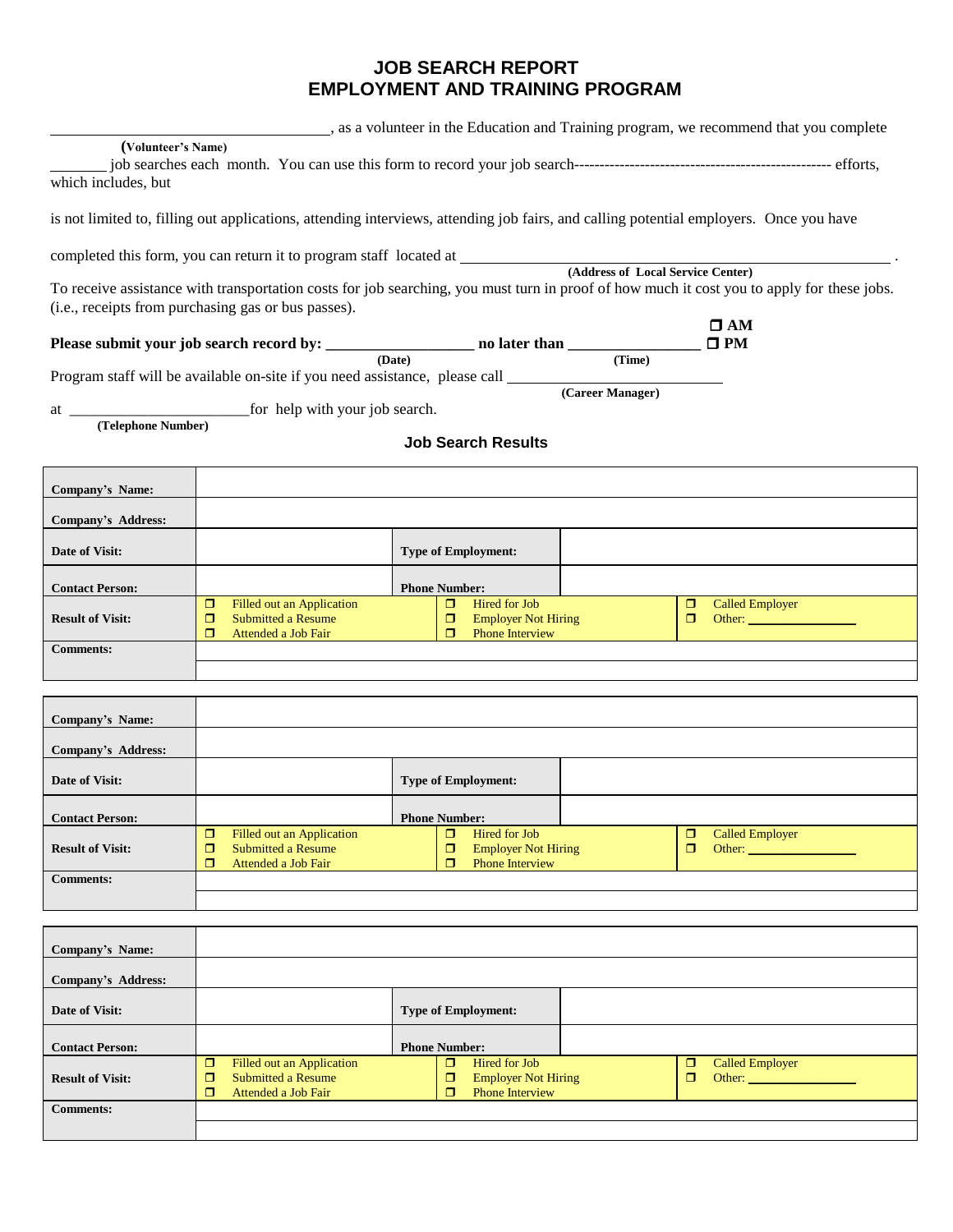# JOB SEARCH REPORT
# EMPLOYMENT AND TRAINING PROGRAM

____________________________________, as a volunteer in the Education and Training program, we recommend that you complete
**(Volunteer's Name)**

_______ job searches each month. You can use this form to record your job search-------------------------------------------------- efforts, which includes, but

is not limited to, filling out applications, attending interviews, attending job fairs, and calling potential employers. Once you have

completed this form, you can return it to program staff located at ______________________________________________________ .
**(Address of Local Service Center)**

To receive assistance with transportation costs for job searching, you must turn in proof of how much it cost you to apply for these jobs. (i.e., receipts from purchasing gas or bus passes).

**Please submit your job search record by: __________________ no later than ________________ ☐ AM ☐ PM**
**(Date)** **(Time)**

Program staff will be available on-site if you need assistance, please call ____________________________
**(Career Manager)**

at _______________________for help with your job search.
**(Telephone Number)**

## Job Search Results

| **Company's Name:** | | | | |
|---|---|---|---|---|
| **Company's Address:** | | | | |
| **Date of Visit:** | | **Type of Employment:** | | |
| **Contact Person:** | | **Phone Number:** | | |
| **Result of Visit:** | ☐ Filled out an Application<br>☐ Submitted a Resume<br>☐ Attended a Job Fair | ☐ Hired for Job<br>☐ Employer Not Hiring<br>☐ Phone Interview | | ☐ Called Employer<br>☐ Other: ____________ |
| **Comments:** | | | | |

| **Company's Name:** | | | | |
|---|---|---|---|---|
| **Company's Address:** | | | | |
| **Date of Visit:** | | **Type of Employment:** | | |
| **Contact Person:** | | **Phone Number:** | | |
| **Result of Visit:** | ☐ Filled out an Application<br>☐ Submitted a Resume<br>☐ Attended a Job Fair | ☐ Hired for Job<br>☐ Employer Not Hiring<br>☐ Phone Interview | | ☐ Called Employer<br>☐ Other: ____________ |
| **Comments:** | | | | |

| **Company's Name:** | | | | |
|---|---|---|---|---|
| **Company's Address:** | | | | |
| **Date of Visit:** | | **Type of Employment:** | | |
| **Contact Person:** | | **Phone Number:** | | |
| **Result of Visit:** | ☐ Filled out an Application<br>☐ Submitted a Resume<br>☐ Attended a Job Fair | ☐ Hired for Job<br>☐ Employer Not Hiring<br>☐ Phone Interview | | ☐ Called Employer<br>☐ Other: ____________ |
| **Comments:** | | | | |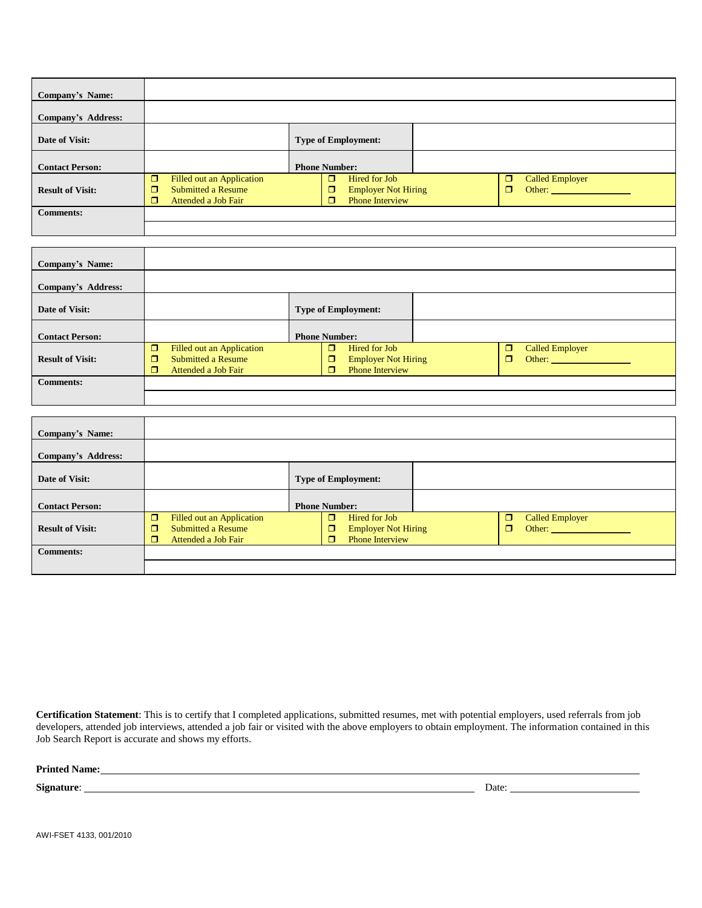| | | | |
|---|---|---|---|
| **Company's Name:** | | | |
| **Company's Address:** | | | |
| **Date of Visit:** | | **Type of Employment:** | |
| **Contact Person:** | | **Phone Number:** | |
| **Result of Visit:** | ☐ Filled out an Application<br>☐ Submitted a Resume<br>☐ Attended a Job Fair | ☐ Hired for Job<br>☐ Employer Not Hiring<br>☐ Phone Interview | ☐ Called Employer<br>☐ Other: ________ |
| **Comments:** | | | |

| | | | |
|---|---|---|---|
| **Company's Name:** | | | |
| **Company's Address:** | | | |
| **Date of Visit:** | | **Type of Employment:** | |
| **Contact Person:** | | **Phone Number:** | |
| **Result of Visit:** | ☐ Filled out an Application<br>☐ Submitted a Resume<br>☐ Attended a Job Fair | ☐ Hired for Job<br>☐ Employer Not Hiring<br>☐ Phone Interview | ☐ Called Employer<br>☐ Other: ________ |
| **Comments:** | | | |

| | | | |
|---|---|---|---|
| **Company's Name:** | | | |
| **Company's Address:** | | | |
| **Date of Visit:** | | **Type of Employment:** | |
| **Contact Person:** | | **Phone Number:** | |
| **Result of Visit:** | ☐ Filled out an Application<br>☐ Submitted a Resume<br>☐ Attended a Job Fair | ☐ Hired for Job<br>☐ Employer Not Hiring<br>☐ Phone Interview | ☐ Called Employer<br>☐ Other: ________ |
| **Comments:** | | | |

**Certification Statement**: This is to certify that I completed applications, submitted resumes, met with potential employers, used referrals from job developers, attended job interviews, attended a job fair or visited with the above employers to obtain employment. The information contained in this Job Search Report is accurate and shows my efforts.

**Printed Name:** ________________________________________________

**Signature**: ________________________________________ Date: ________________

AWI-FSET 4133, 001/2010